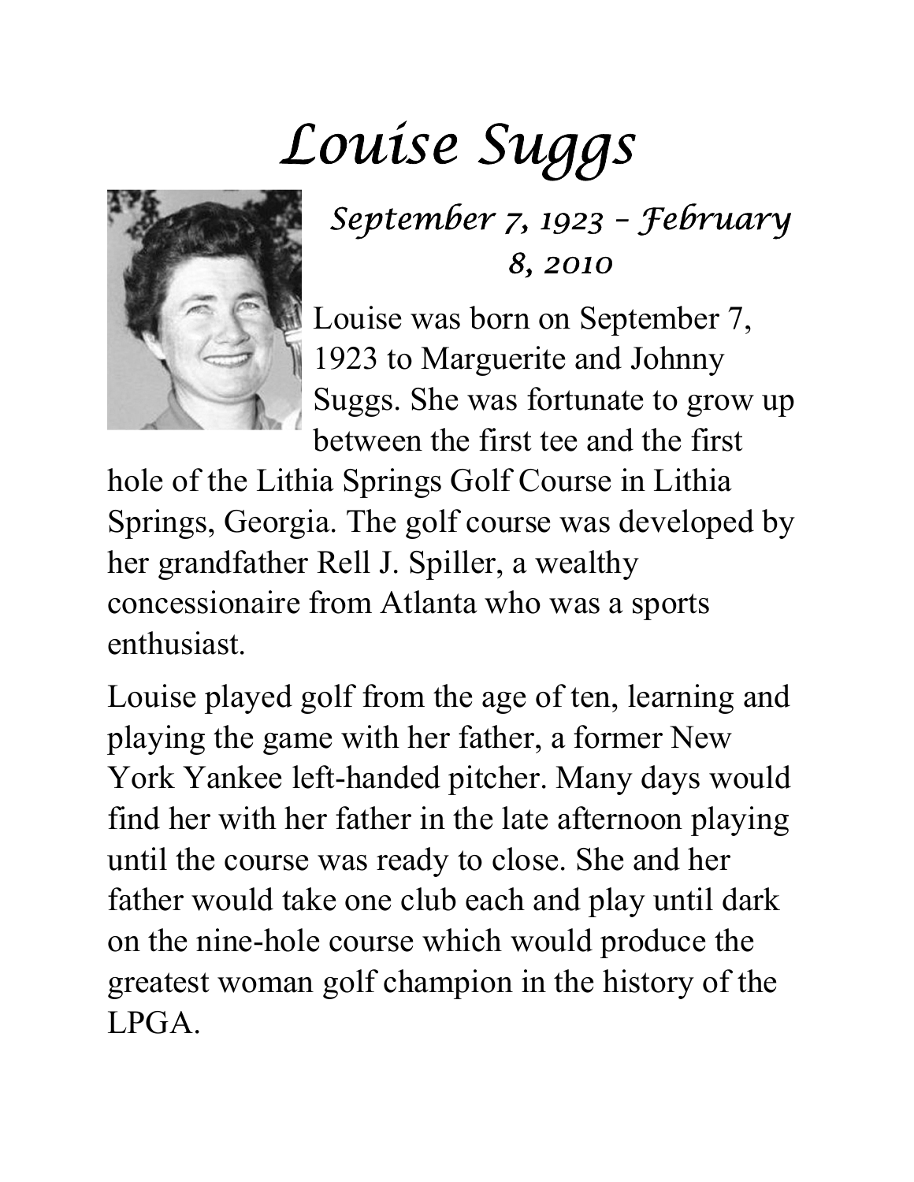# Louise Suggs

### *September 7, 1923 – February 8, 2010*

Louise was born on September 7, 1923 to Marguerite and Johnny Suggs. She was fortunate to grow up between the first tee and the first hole of the Lithia Springs Golf Course in Lithia Springs, Georgia. The golf course was developed by her grandfather Rell J. Spiller, a wealthy concessionaire from Atlanta who was a sports enthusiast.

Louise played golf from the age of ten, learning and playing the game with her father, a former New York Yankee left-handed pitcher. Many days would find her with her father in the late afternoon playing until the course was ready to close. She and her father would take one club each and play until dark on the nine-hole course which would produce the greatest woman golf champion in the history of the LPGA.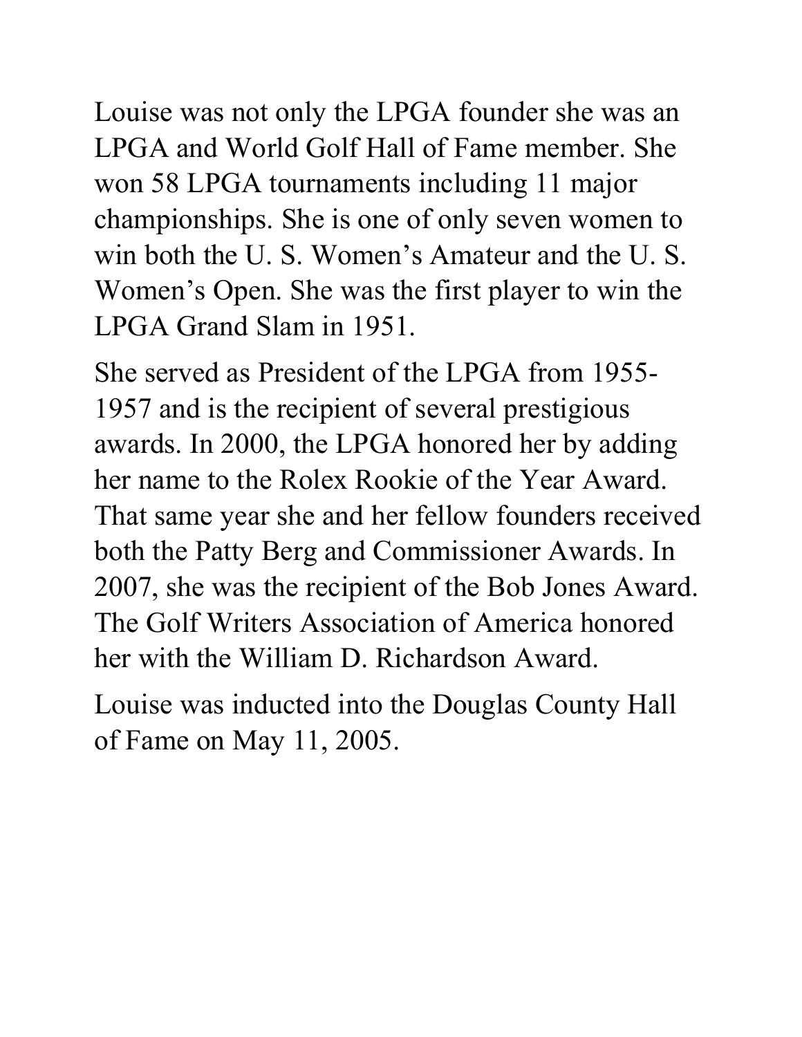Louise was not only the LPGA founder she was an LPGA and World Golf Hall of Fame member. She won 58 LPGA tournaments including 11 major championships. She is one of only seven women to win both the U. S. Women's Amateur and the U. S. Women's Open. She was the first player to win the LPGA Grand Slam in 1951.

She served as President of the LPGA from 1955-1957 and is the recipient of several prestigious awards. In 2000, the LPGA honored her by adding her name to the Rolex Rookie of the Year Award. That same year she and her fellow founders received both the Patty Berg and Commissioner Awards. In 2007, she was the recipient of the Bob Jones Award. The Golf Writers Association of America honored her with the William D. Richardson Award.

Louise was inducted into the Douglas County Hall of Fame on May 11, 2005.